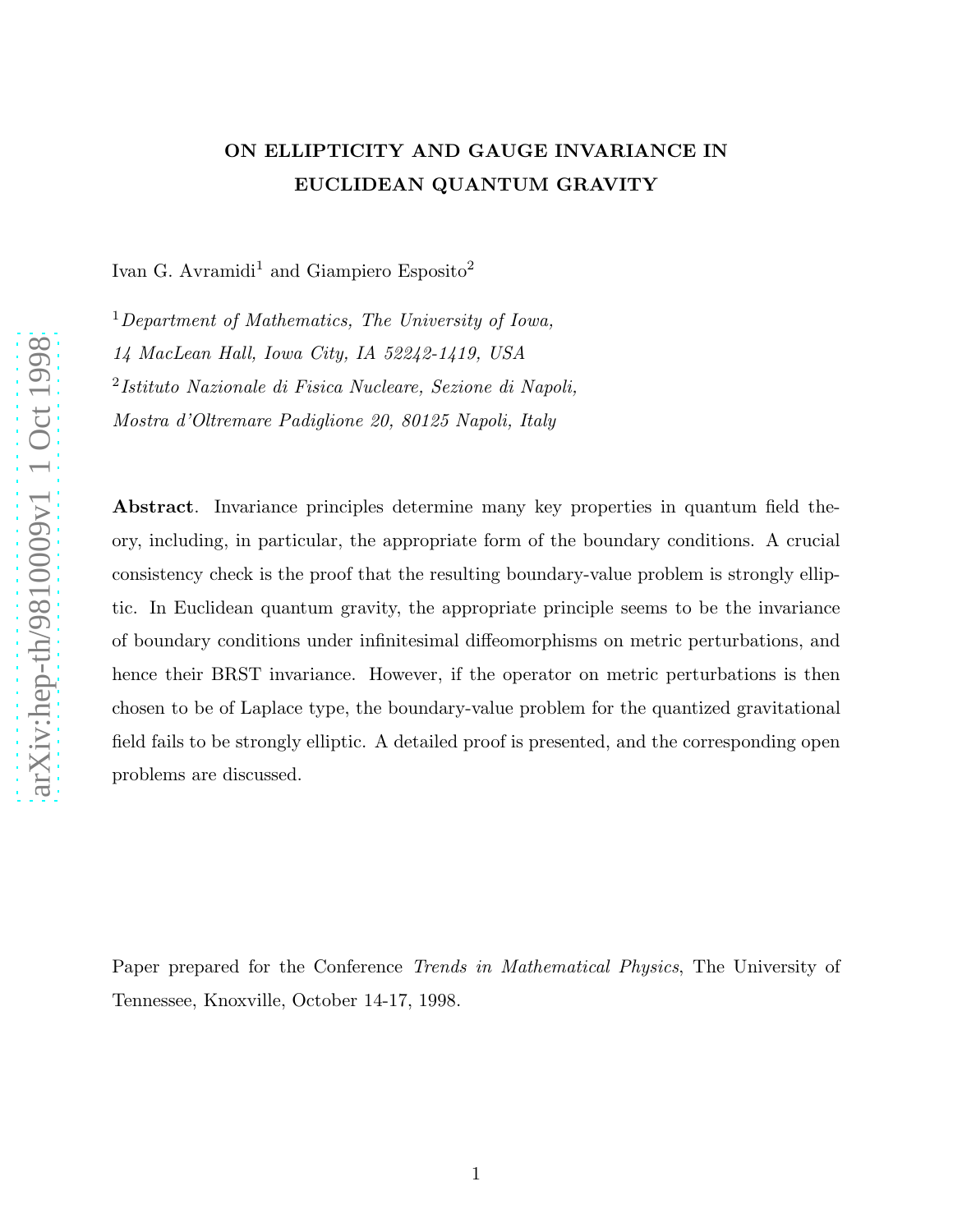# ON ELLIPTICITY AND GAUGE INVARIANCE IN EUCLIDEAN QUANTUM GRAVITY

Ivan G. Avramidi[1] and Giampiero Esposito[2]

[1] *Department of Mathematics, The University of Iowa, 14 MacLean Hall, Iowa City, IA 52242-1419, USA*

[2] *Istituto Nazionale di Fisica Nucleare, Sezione di Napoli, Mostra d'Oltremare Padiglione 20, 80125 Napoli, Italy*

**Abstract**. Invariance principles determine many key properties in quantum field theory, including, in particular, the appropriate form of the boundary conditions. A crucial consistency check is the proof that the resulting boundary-value problem is strongly elliptic. In Euclidean quantum gravity, the appropriate principle seems to be the invariance of boundary conditions under infinitesimal diffeomorphisms on metric perturbations, and hence their BRST invariance. However, if the operator on metric perturbations is then chosen to be of Laplace type, the boundary-value problem for the quantized gravitational field fails to be strongly elliptic. A detailed proof is presented, and the corresponding open problems are discussed.

Paper prepared for the Conference *Trends in Mathematical Physics*, The University of Tennessee, Knoxville, October 14-17, 1998.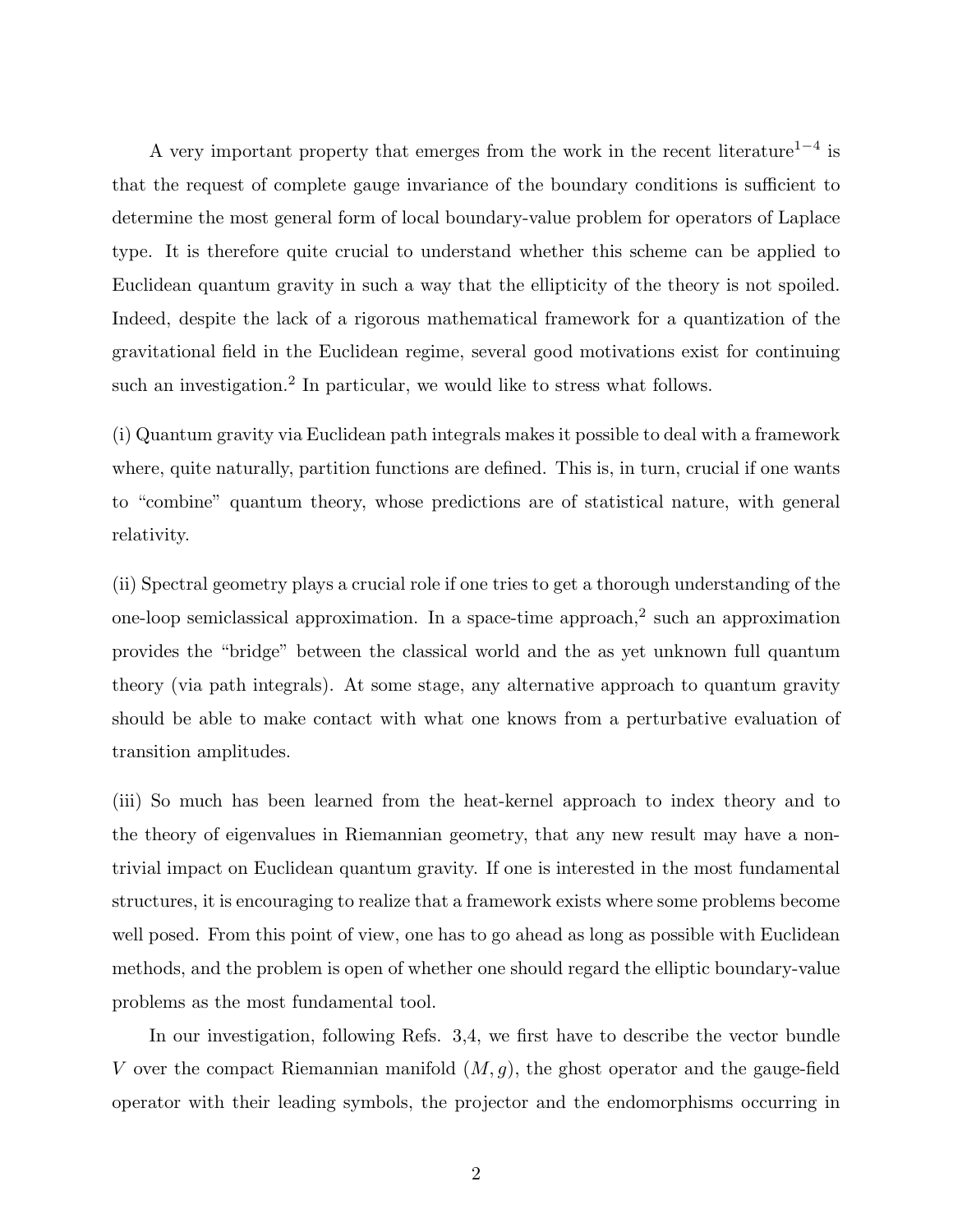A very important property that emerges from the work in the recent literature[1−4] is that the request of complete gauge invariance of the boundary conditions is sufficient to determine the most general form of local boundary-value problem for operators of Laplace type. It is therefore quite crucial to understand whether this scheme can be applied to Euclidean quantum gravity in such a way that the ellipticity of the theory is not spoiled. Indeed, despite the lack of a rigorous mathematical framework for a quantization of the gravitational field in the Euclidean regime, several good motivations exist for continuing such an investigation.[2] In particular, we would like to stress what follows.

(i) Quantum gravity via Euclidean path integrals makes it possible to deal with a framework where, quite naturally, partition functions are defined. This is, in turn, crucial if one wants to "combine" quantum theory, whose predictions are of statistical nature, with general relativity.

(ii) Spectral geometry plays a crucial role if one tries to get a thorough understanding of the one-loop semiclassical approximation. In a space-time approach,[2] such an approximation provides the "bridge" between the classical world and the as yet unknown full quantum theory (via path integrals). At some stage, any alternative approach to quantum gravity should be able to make contact with what one knows from a perturbative evaluation of transition amplitudes.

(iii) So much has been learned from the heat-kernel approach to index theory and to the theory of eigenvalues in Riemannian geometry, that any new result may have a non-trivial impact on Euclidean quantum gravity. If one is interested in the most fundamental structures, it is encouraging to realize that a framework exists where some problems become well posed. From this point of view, one has to go ahead as long as possible with Euclidean methods, and the problem is open of whether one should regard the elliptic boundary-value problems as the most fundamental tool.

In our investigation, following Refs. 3,4, we first have to describe the vector bundle $V$ over the compact Riemannian manifold $(M, g)$, the ghost operator and the gauge-field operator with their leading symbols, the projector and the endomorphisms occurring in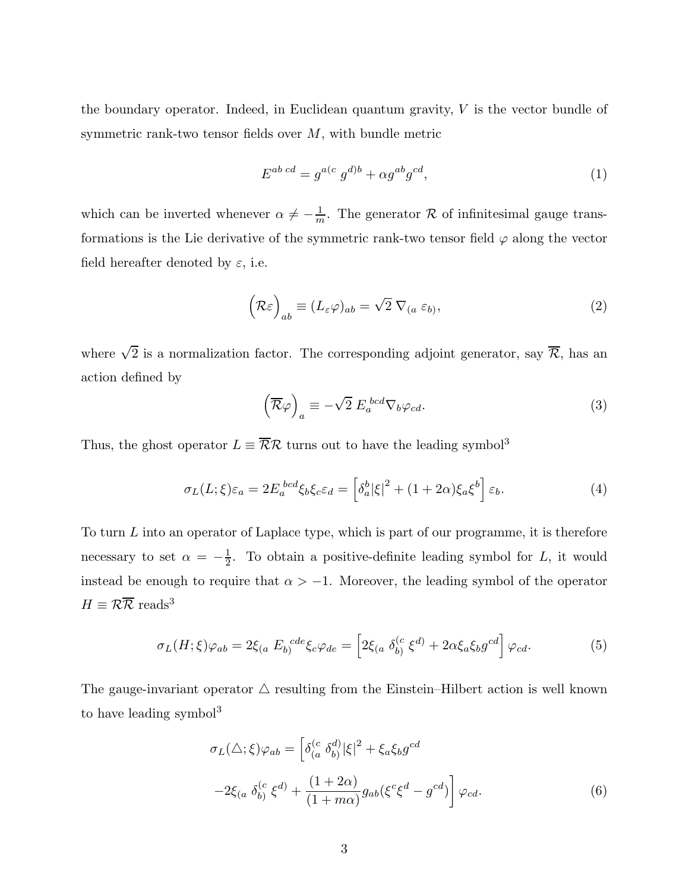the boundary operator. Indeed, in Euclidean quantum gravity, $V$ is the vector bundle of symmetric rank-two tensor fields over $M$, with bundle metric

$$E^{ab\;cd} = g^{a(c}\; g^{d)b} + \alpha g^{ab} g^{cd}, \tag{1}$$

which can be inverted whenever $\alpha \neq -\frac{1}{m}$. The generator $\mathcal{R}$ of infinitesimal gauge transformations is the Lie derivative of the symmetric rank-two tensor field $\varphi$ along the vector field hereafter denoted by $\varepsilon$, i.e.

$$\Bigr(\mathcal{R}\varepsilon\Bigr)_{ab} \equiv (L_{\varepsilon}\varphi)_{ab} = \sqrt{2}\; \nabla_{(a}\; \varepsilon_{b)}, \tag{2}$$

where $\sqrt{2}$ is a normalization factor. The corresponding adjoint generator, say $\overline{\mathcal{R}}$, has an action defined by

$$\Bigr(\overline{\mathcal{R}}\varphi\Bigr)_{a} \equiv -\sqrt{2}\; E_{a}^{\;bcd} \nabla_{b} \varphi_{cd}. \tag{3}$$

Thus, the ghost operator $L \equiv \overline{\mathcal{R}}\mathcal{R}$ turns out to have the leading symbol[3]

$$\sigma_L(L;\xi)\varepsilon_a = 2E_{a}^{\;bcd}\xi_b \xi_c \varepsilon_d = \Bigr[\delta_a^b |\xi|^2 + (1+2\alpha)\xi_a \xi^b\Bigr]\varepsilon_b. \tag{4}$$

To turn $L$ into an operator of Laplace type, which is part of our programme, it is therefore necessary to set $\alpha = -\frac{1}{2}$. To obtain a positive-definite leading symbol for $L$, it would instead be enough to require that $\alpha > -1$. Moreover, the leading symbol of the operator $H \equiv \mathcal{R}\overline{\mathcal{R}}$ reads[3]

$$\sigma_L(H;\xi)\varphi_{ab} = 2\xi_{(a}\; E_{b)}^{\;\;cde}\xi_c \varphi_{de} = \Bigr[2\xi_{(a}\; \delta_{b)}^{(c}\; \xi^{d)} + 2\alpha \xi_a \xi_b g^{cd}\Bigr]\varphi_{cd}. \tag{5}$$

The gauge-invariant operator $\triangle$ resulting from the Einstein–Hilbert action is well known to have leading symbol[3]

$$\begin{aligned}\sigma_L(\triangle;\xi)\varphi_{ab} = \Bigr[&\delta_{(a}^{(c}\; \delta_{b)}^{d)} |\xi|^2 + \xi_a \xi_b g^{cd} \\ &-2\xi_{(a}\; \delta_{b)}^{(c}\; \xi^{d)} + \frac{(1+2\alpha)}{(1+m\alpha)} g_{ab}(\xi^c \xi^d - g^{cd})\Bigr]\varphi_{cd}.\end{aligned} \tag{6}$$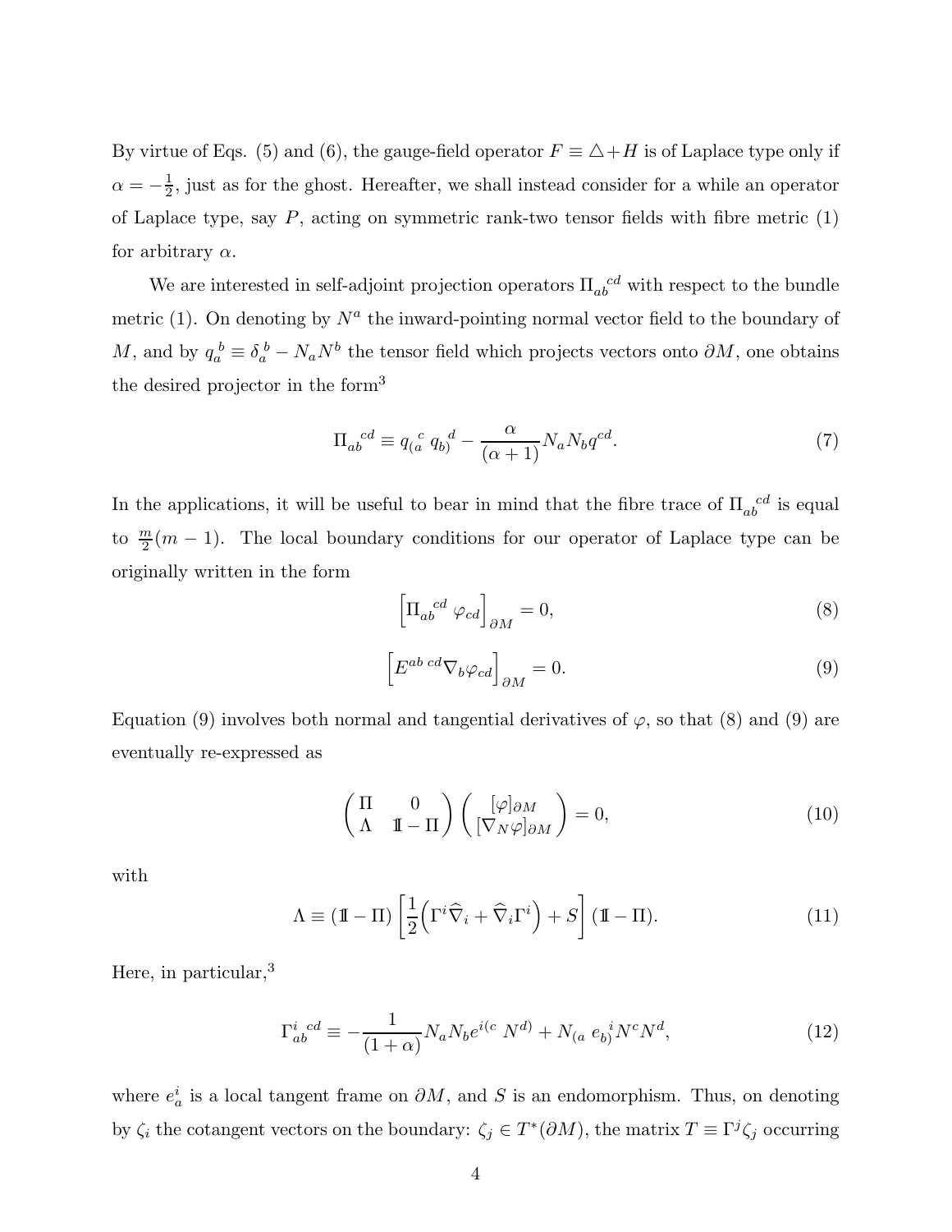By virtue of Eqs. (5) and (6), the gauge-field operator $F \equiv \triangle + H$ is of Laplace type only if $\alpha = -\frac{1}{2}$, just as for the ghost. Hereafter, we shall instead consider for a while an operator of Laplace type, say $P$, acting on symmetric rank-two tensor fields with fibre metric (1) for arbitrary $\alpha$.

We are interested in self-adjoint projection operators ${\Pi_{ab}}^{cd}$ with respect to the bundle metric (1). On denoting by $N^a$ the inward-pointing normal vector field to the boundary of $M$, and by ${q_a}^b \equiv {\delta_a}^b - N_a N^b$ the tensor field which projects vectors onto $\partial M$, one obtains the desired projector in the form[3]

$$
{\Pi_{ab}}^{cd} \equiv {q_{(a}}^{c} \, {q_{b)}}^{d} - \frac{\alpha}{(\alpha+1)} N_a N_b q^{cd}. \tag{7}
$$

In the applications, it will be useful to bear in mind that the fibre trace of ${\Pi_{ab}}^{cd}$ is equal to $\frac{m}{2}(m-1)$. The local boundary conditions for our operator of Laplace type can be originally written in the form

$$
\Big[ {\Pi_{ab}}^{cd} \, \varphi_{cd} \Big]_{\partial M} = 0, \tag{8}
$$

$$
\Big[ E^{ab \; cd} \nabla_b \varphi_{cd} \Big]_{\partial M} = 0. \tag{9}
$$

Equation (9) involves both normal and tangential derivatives of $\varphi$, so that (8) and (9) are eventually re-expressed as

$$
\begin{pmatrix} \Pi & 0 \\ \Lambda & 1\!\!1 - \Pi \end{pmatrix} \begin{pmatrix} [\varphi]_{\partial M} \\ [\nabla_N \varphi]_{\partial M} \end{pmatrix} = 0, \tag{10}
$$

with

$$
\Lambda \equiv (1\!\!1 - \Pi) \left[ \frac{1}{2} \Big( \Gamma^i \widehat{\nabla}_i + \widehat{\nabla}_i \Gamma^i \Big) + S \right] (1\!\!1 - \Pi). \tag{11}
$$

Here, in particular,[3]

$$
{\Gamma^i_{ab}}^{cd} \equiv - \frac{1}{(1+\alpha)} N_a N_b e^{i(c} \, N^{d)} + N_{(a} \, {e_{b)}}^i N^c N^d, \tag{12}
$$

where $e^i_a$ is a local tangent frame on $\partial M$, and $S$ is an endomorphism. Thus, on denoting by $\zeta_i$ the cotangent vectors on the boundary: $\zeta_j \in T^*(\partial M)$, the matrix $T \equiv \Gamma^j \zeta_j$ occurring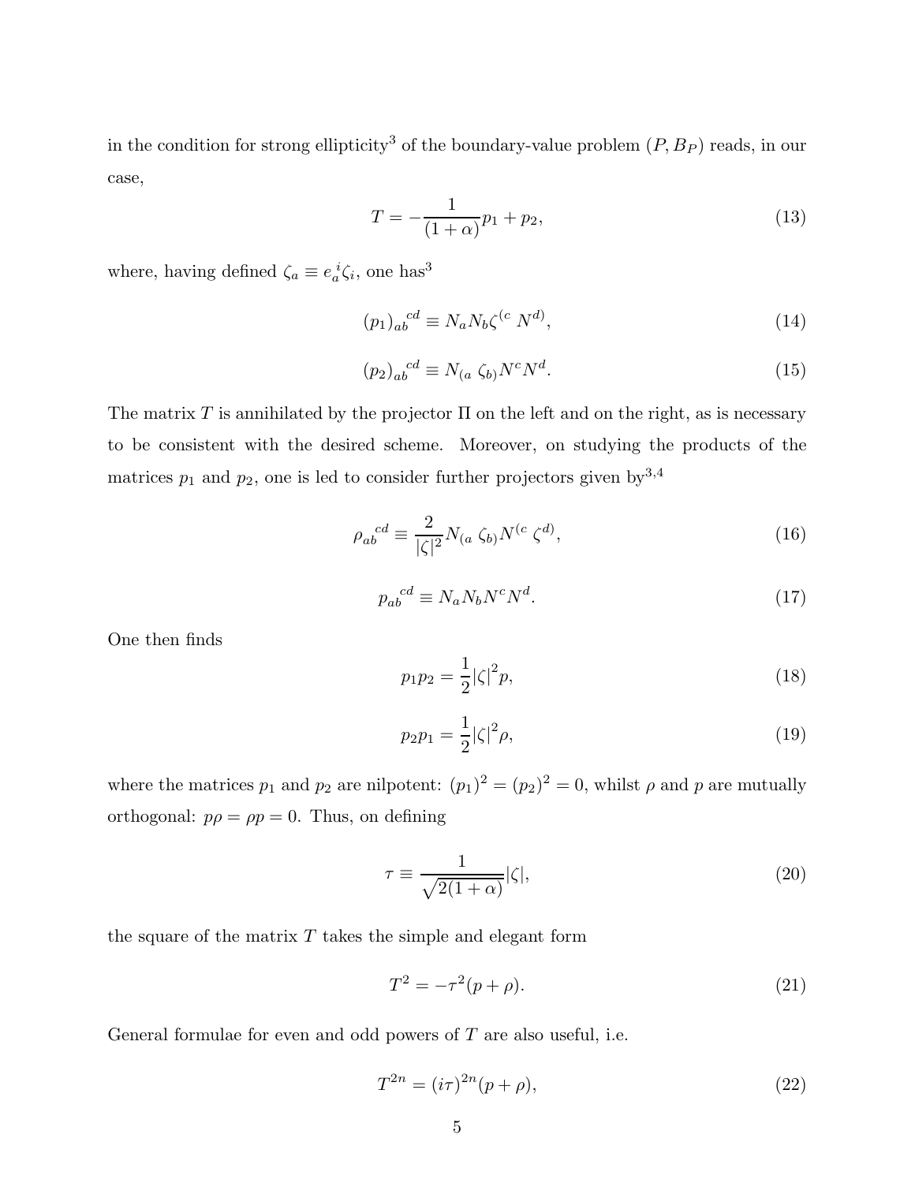in the condition for strong ellipticity[3] of the boundary-value problem $(P, B_P)$ reads, in our case,

$$T = -\frac{1}{(1+\alpha)} p_1 + p_2, \tag{13}$$

where, having defined $\zeta_a \equiv e_a^{\ i} \zeta_i$, one has[3]

$$(p_1)_{ab}^{\ \ cd} \equiv N_a N_b \zeta^{(c} \ N^{d)}, \tag{14}$$

$$(p_2)_{ab}^{\ \ cd} \equiv N_{(a} \ \zeta_{b)} N^c N^d. \tag{15}$$

The matrix $T$ is annihilated by the projector $\Pi$ on the left and on the right, as is necessary to be consistent with the desired scheme. Moreover, on studying the products of the matrices $p_1$ and $p_2$, one is led to consider further projectors given by[3,4]

$$\rho_{ab}^{\ \ cd} \equiv \frac{2}{|\zeta|^2} N_{(a} \ \zeta_{b)} N^{(c} \ \zeta^{d)}, \tag{16}$$

$$p_{ab}^{\ \ cd} \equiv N_a N_b N^c N^d. \tag{17}$$

One then finds

$$p_1 p_2 = \frac{1}{2} |\zeta|^2 p, \tag{18}$$

$$p_2 p_1 = \frac{1}{2} |\zeta|^2 \rho, \tag{19}$$

where the matrices $p_1$ and $p_2$ are nilpotent: $(p_1)^2 = (p_2)^2 = 0$, whilst $\rho$ and $p$ are mutually orthogonal: $p\rho = \rho p = 0$. Thus, on defining

$$\tau \equiv \frac{1}{\sqrt{2(1+\alpha)}} |\zeta|, \tag{20}$$

the square of the matrix $T$ takes the simple and elegant form

$$T^2 = -\tau^2 (p + \rho). \tag{21}$$

General formulae for even and odd powers of $T$ are also useful, i.e.

$$T^{2n} = (i\tau)^{2n} (p + \rho), \tag{22}$$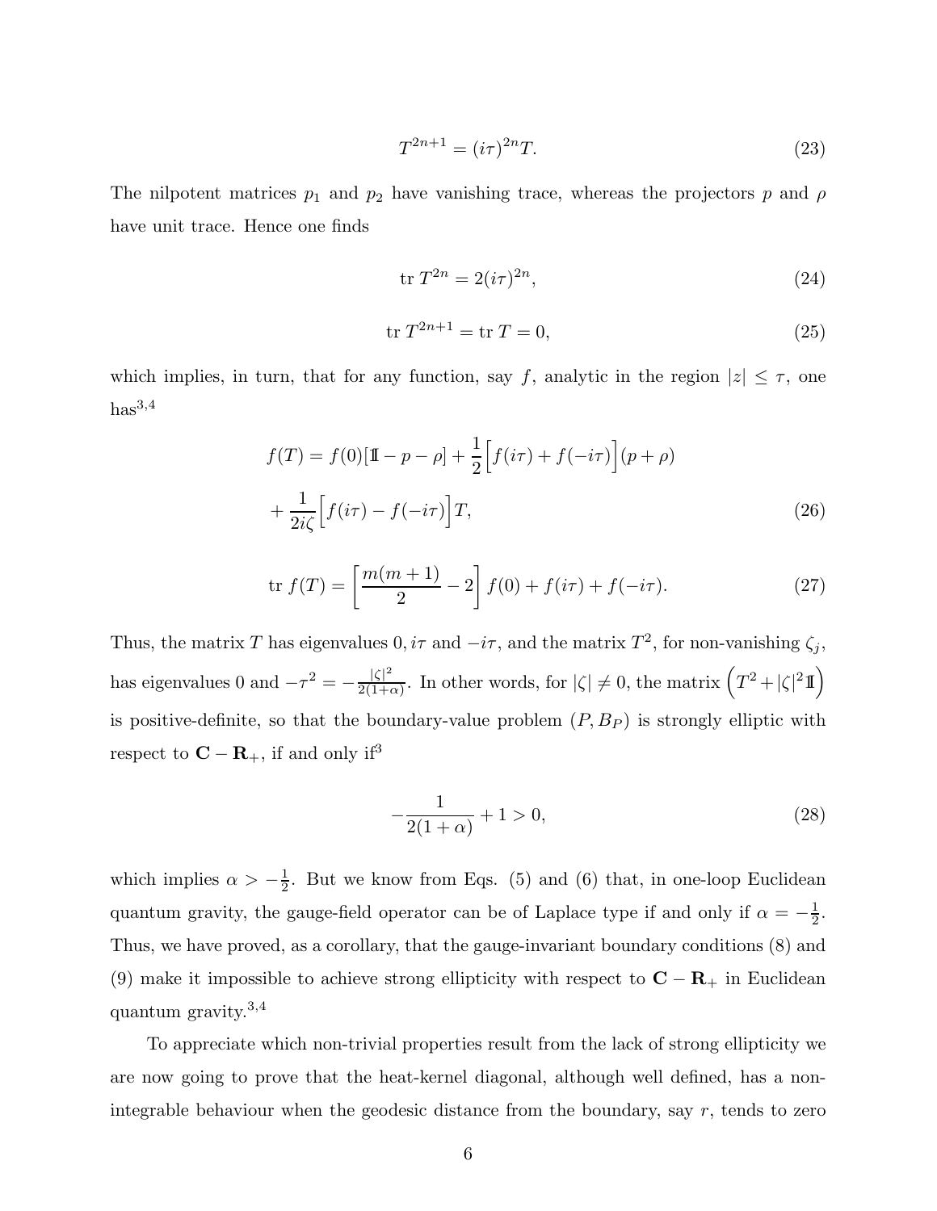$$T^{2n+1} = (i\tau)^{2n} T. \tag{23}$$

The nilpotent matrices $p_1$ and $p_2$ have vanishing trace, whereas the projectors $p$ and $\rho$ have unit trace. Hence one finds

$$\text{tr}\, T^{2n} = 2(i\tau)^{2n}, \tag{24}$$

$$\text{tr}\, T^{2n+1} = \text{tr}\, T = 0, \tag{25}$$

which implies, in turn, that for any function, say $f$, analytic in the region $|z| \leq \tau$, one has[3,4]

$$f(T) = f(0)[\mathbb{1} - p - \rho] + \frac{1}{2}\Big[f(i\tau) + f(-i\tau)\Big](p + \rho)$$
$$+ \frac{1}{2i\zeta}\Big[f(i\tau) - f(-i\tau)\Big]T, \tag{26}$$

$$\text{tr}\, f(T) = \left[\frac{m(m+1)}{2} - 2\right] f(0) + f(i\tau) + f(-i\tau). \tag{27}$$

Thus, the matrix $T$ has eigenvalues $0, i\tau$ and $-i\tau$, and the matrix $T^2$, for non-vanishing $\zeta_j$, has eigenvalues 0 and $-\tau^2 = -\frac{|\zeta|^2}{2(1+\alpha)}$. In other words, for $|\zeta| \neq 0$, the matrix $\Big(T^2 + |\zeta|^2 \mathbb{1}\Big)$ is positive-definite, so that the boundary-value problem $(P, B_P)$ is strongly elliptic with respect to $\mathbf{C} - \mathbf{R}_+$, if and only if[3]

$$-\frac{1}{2(1+\alpha)} + 1 > 0, \tag{28}$$

which implies $\alpha > -\frac{1}{2}$. But we know from Eqs. (5) and (6) that, in one-loop Euclidean quantum gravity, the gauge-field operator can be of Laplace type if and only if $\alpha = -\frac{1}{2}$. Thus, we have proved, as a corollary, that the gauge-invariant boundary conditions (8) and (9) make it impossible to achieve strong ellipticity with respect to $\mathbf{C} - \mathbf{R}_+$ in Euclidean quantum gravity.[3,4]

To appreciate which non-trivial properties result from the lack of strong ellipticity we are now going to prove that the heat-kernel diagonal, although well defined, has a non-integrable behaviour when the geodesic distance from the boundary, say $r$, tends to zero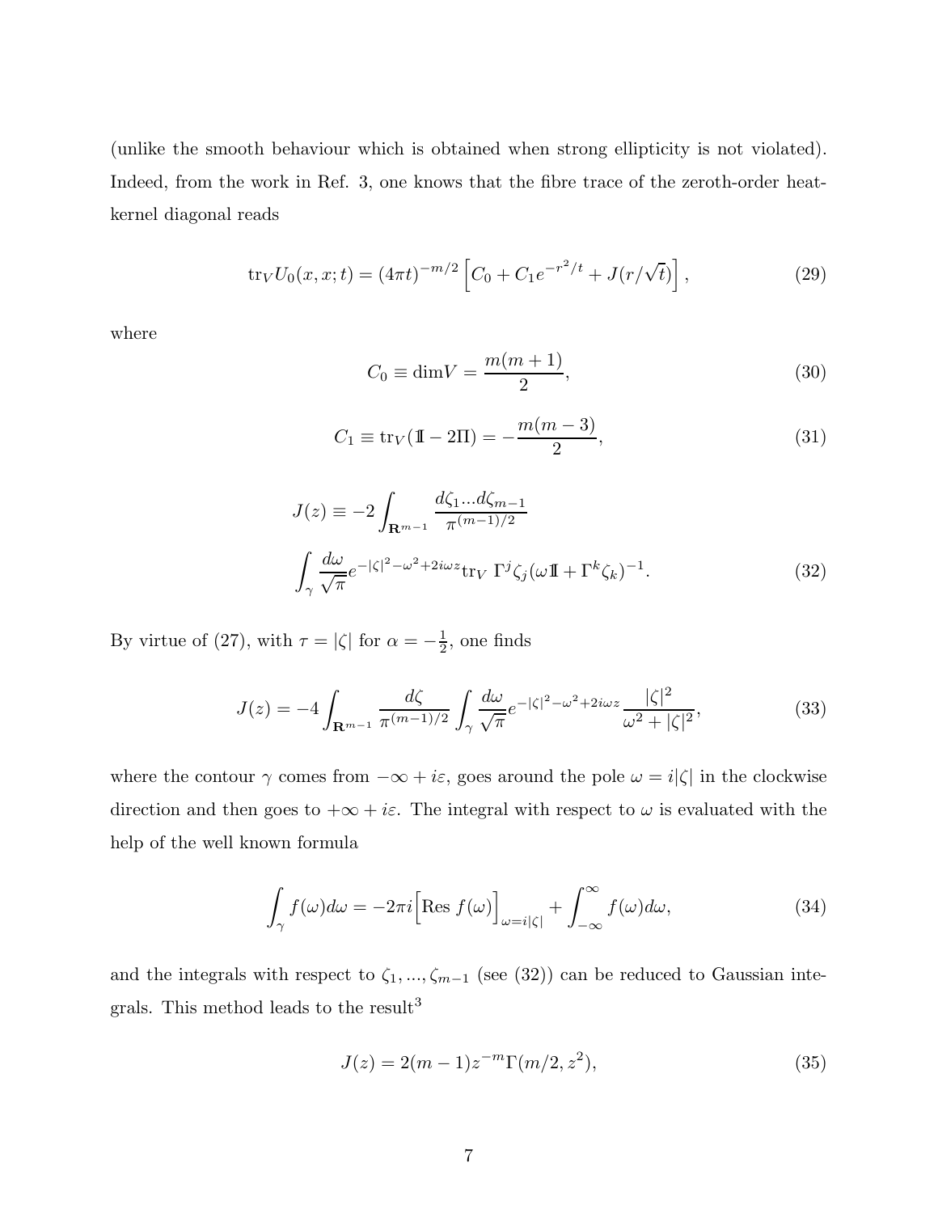(unlike the smooth behaviour which is obtained when strong ellipticity is not violated). Indeed, from the work in Ref. 3, one knows that the fibre trace of the zeroth-order heat-kernel diagonal reads

$$
\mathrm{tr}_V U_0(x,x;t) = (4\pi t)^{-m/2}\left[C_0 + C_1 e^{-r^2/t} + J(r/\sqrt{t})\right], \tag{29}
$$

where

$$
C_0 \equiv \mathrm{dim} V = \frac{m(m+1)}{2}, \tag{30}
$$

$$
C_1 \equiv \mathrm{tr}_V(\mathbb{1} - 2\Pi) = -\frac{m(m-3)}{2}, \tag{31}
$$

$$
J(z) \equiv -2\int_{\mathbf{R}^{m-1}} \frac{d\zeta_1 ... d\zeta_{m-1}}{\pi^{(m-1)/2}}
\int_\gamma \frac{d\omega}{\sqrt{\pi}} e^{-|\zeta|^2 - \omega^2 + 2i\omega z} \mathrm{tr}_V \ \Gamma^j \zeta_j (\omega \mathbb{1} + \Gamma^k \zeta_k)^{-1}. \tag{32}
$$

By virtue of (27), with $\tau = |\zeta|$ for $\alpha = -\frac{1}{2}$, one finds

$$
J(z) = -4\int_{\mathbf{R}^{m-1}} \frac{d\zeta}{\pi^{(m-1)/2}} \int_\gamma \frac{d\omega}{\sqrt{\pi}} e^{-|\zeta|^2 - \omega^2 + 2i\omega z} \frac{|\zeta|^2}{\omega^2 + |\zeta|^2}, \tag{33}
$$

where the contour $\gamma$ comes from $-\infty + i\varepsilon$, goes around the pole $\omega = i|\zeta|$ in the clockwise direction and then goes to $+\infty + i\varepsilon$. The integral with respect to $\omega$ is evaluated with the help of the well known formula

$$
\int_\gamma f(\omega) d\omega = -2\pi i \Big[\mathrm{Res}\ f(\omega)\Big]_{\omega = i|\zeta|} + \int_{-\infty}^{\infty} f(\omega) d\omega, \tag{34}
$$

and the integrals with respect to $\zeta_1, ..., \zeta_{m-1}$ (see (32)) can be reduced to Gaussian integrals. This method leads to the result[3]

$$
J(z) = 2(m-1) z^{-m} \Gamma(m/2, z^2), \tag{35}
$$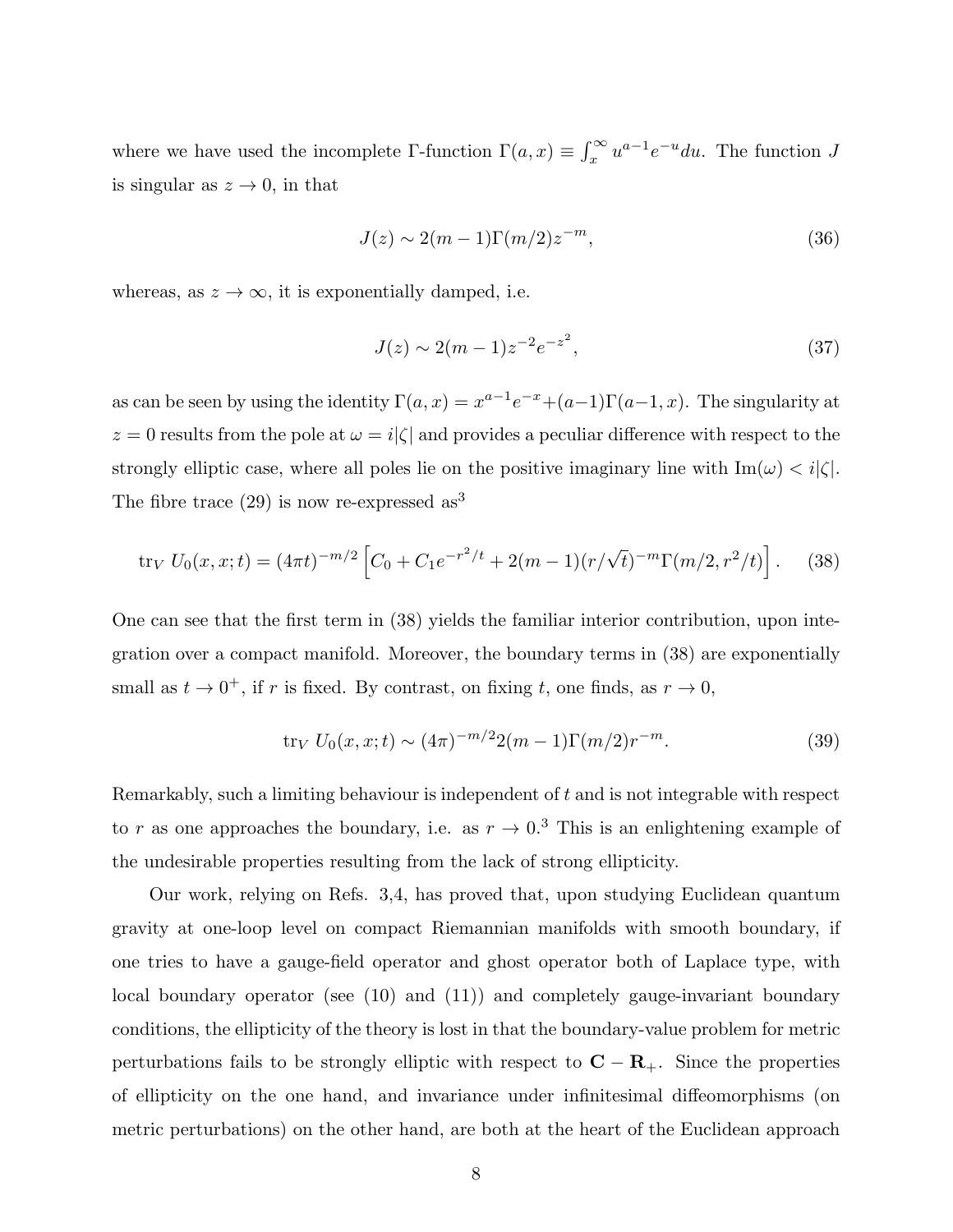where we have used the incomplete Γ-function $\Gamma(a,x) \equiv \int_x^\infty u^{a-1}e^{-u}du$. The function $J$ is singular as $z \to 0$, in that

$$J(z) \sim 2(m-1)\Gamma(m/2)z^{-m}, \tag{36}$$

whereas, as $z \to \infty$, it is exponentially damped, i.e.

$$J(z) \sim 2(m-1)z^{-2}e^{-z^2}, \tag{37}$$

as can be seen by using the identity $\Gamma(a,x) = x^{a-1}e^{-x} + (a-1)\Gamma(a-1,x)$. The singularity at $z = 0$ results from the pole at $\omega = i|\zeta|$ and provides a peculiar difference with respect to the strongly elliptic case, where all poles lie on the positive imaginary line with $\text{Im}(\omega) < i|\zeta|$. The fibre trace (29) is now re-expressed as[3]

$$\text{tr}_V \, U_0(x,x;t) = (4\pi t)^{-m/2}\left[C_0 + C_1 e^{-r^2/t} + 2(m-1)(r/\sqrt{t})^{-m}\Gamma(m/2, r^2/t)\right]. \tag{38}$$

One can see that the first term in (38) yields the familiar interior contribution, upon integration over a compact manifold. Moreover, the boundary terms in (38) are exponentially small as $t \to 0^+$, if $r$ is fixed. By contrast, on fixing $t$, one finds, as $r \to 0$,

$$\text{tr}_V \, U_0(x,x;t) \sim (4\pi)^{-m/2} 2(m-1)\Gamma(m/2)r^{-m}. \tag{39}$$

Remarkably, such a limiting behaviour is independent of $t$ and is not integrable with respect to $r$ as one approaches the boundary, i.e. as $r \to 0$.[3] This is an enlightening example of the undesirable properties resulting from the lack of strong ellipticity.

Our work, relying on Refs. 3,4, has proved that, upon studying Euclidean quantum gravity at one-loop level on compact Riemannian manifolds with smooth boundary, if one tries to have a gauge-field operator and ghost operator both of Laplace type, with local boundary operator (see (10) and (11)) and completely gauge-invariant boundary conditions, the ellipticity of the theory is lost in that the boundary-value problem for metric perturbations fails to be strongly elliptic with respect to $\mathbf{C} - \mathbf{R}_+$. Since the properties of ellipticity on the one hand, and invariance under infinitesimal diffeomorphisms (on metric perturbations) on the other hand, are both at the heart of the Euclidean approach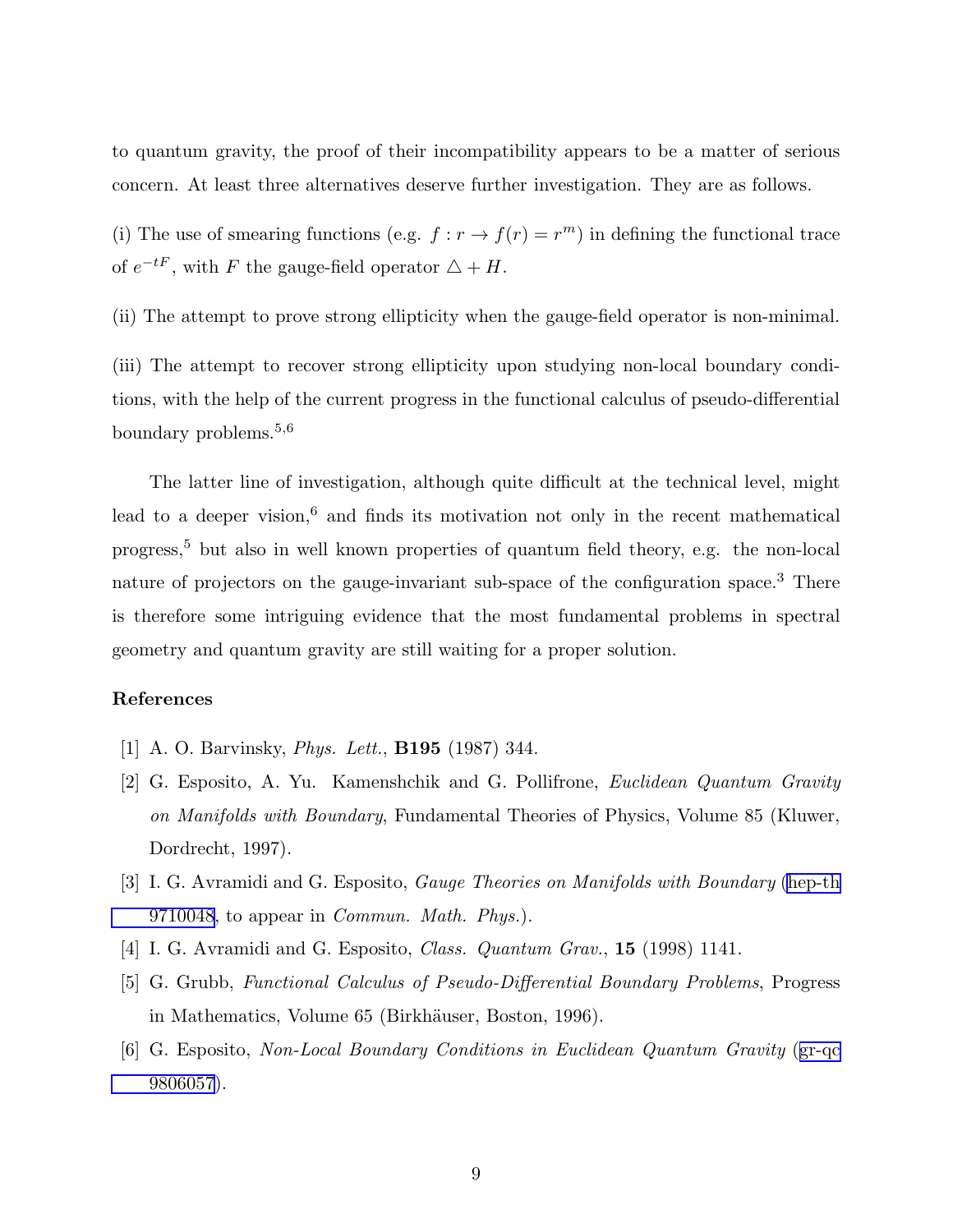to quantum gravity, the proof of their incompatibility appears to be a matter of serious concern. At least three alternatives deserve further investigation. They are as follows.

(i) The use of smearing functions (e.g. $f : r \rightarrow f(r) = r^m$) in defining the functional trace of $e^{-tF}$, with $F$ the gauge-field operator $\triangle + H$.

(ii) The attempt to prove strong ellipticity when the gauge-field operator is non-minimal.

(iii) The attempt to recover strong ellipticity upon studying non-local boundary conditions, with the help of the current progress in the functional calculus of pseudo-differential boundary problems.[5,6]

The latter line of investigation, although quite difficult at the technical level, might lead to a deeper vision,[6] and finds its motivation not only in the recent mathematical progress,[5] but also in well known properties of quantum field theory, e.g. the non-local nature of projectors on the gauge-invariant sub-space of the configuration space.[3] There is therefore some intriguing evidence that the most fundamental problems in spectral geometry and quantum gravity are still waiting for a proper solution.

## References

[1] A. O. Barvinsky, *Phys. Lett.*, **B195** (1987) 344.

[2] G. Esposito, A. Yu. Kamenshchik and G. Pollifrone, *Euclidean Quantum Gravity on Manifolds with Boundary*, Fundamental Theories of Physics, Volume 85 (Kluwer, Dordrecht, 1997).

[3] I. G. Avramidi and G. Esposito, *Gauge Theories on Manifolds with Boundary* (hep-th 9710048, to appear in *Commun. Math. Phys.*).

[4] I. G. Avramidi and G. Esposito, *Class. Quantum Grav.*, **15** (1998) 1141.

[5] G. Grubb, *Functional Calculus of Pseudo-Differential Boundary Problems*, Progress in Mathematics, Volume 65 (Birkhäuser, Boston, 1996).

[6] G. Esposito, *Non-Local Boundary Conditions in Euclidean Quantum Gravity* (gr-qc 9806057).